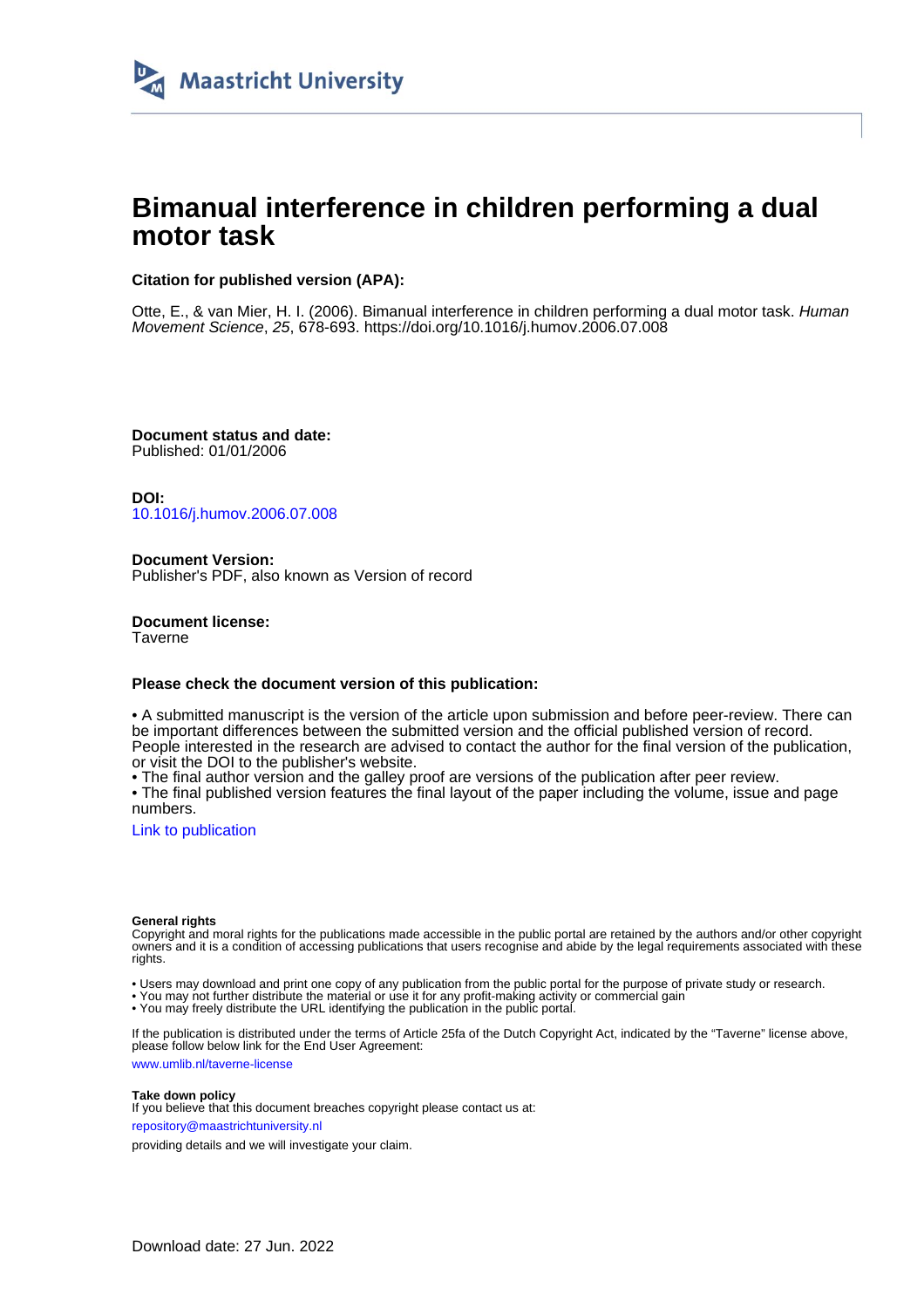Maastricht University

# Bimanual interference in children performing a dual motor task

**Citation for published version (APA):**

Otte, E., & van Mier, H. I. (2006). Bimanual interference in children performing a dual motor task. *Human Movement Science*, *25*, 678-693. https://doi.org/10.1016/j.humov.2006.07.008

**Document status and date:**
Published: 01/01/2006

**DOI:**
10.1016/j.humov.2006.07.008

**Document Version:**
Publisher's PDF, also known as Version of record

**Document license:**
Taverne

**Please check the document version of this publication:**

• A submitted manuscript is the version of the article upon submission and before peer-review. There can be important differences between the submitted version and the official published version of record. People interested in the research are advised to contact the author for the final version of the publication, or visit the DOI to the publisher's website.
• The final author version and the galley proof are versions of the publication after peer review.
• The final published version features the final layout of the paper including the volume, issue and page numbers.

Link to publication

**General rights**
Copyright and moral rights for the publications made accessible in the public portal are retained by the authors and/or other copyright owners and it is a condition of accessing publications that users recognise and abide by the legal requirements associated with these rights.

• Users may download and print one copy of any publication from the public portal for the purpose of private study or research.
• You may not further distribute the material or use it for any profit-making activity or commercial gain
• You may freely distribute the URL identifying the publication in the public portal.

If the publication is distributed under the terms of Article 25fa of the Dutch Copyright Act, indicated by the "Taverne" license above, please follow below link for the End User Agreement:

www.umlib.nl/taverne-license

**Take down policy**
If you believe that this document breaches copyright please contact us at:

repository@maastrichtuniversity.nl

providing details and we will investigate your claim.

Download date: 27 Jun. 2022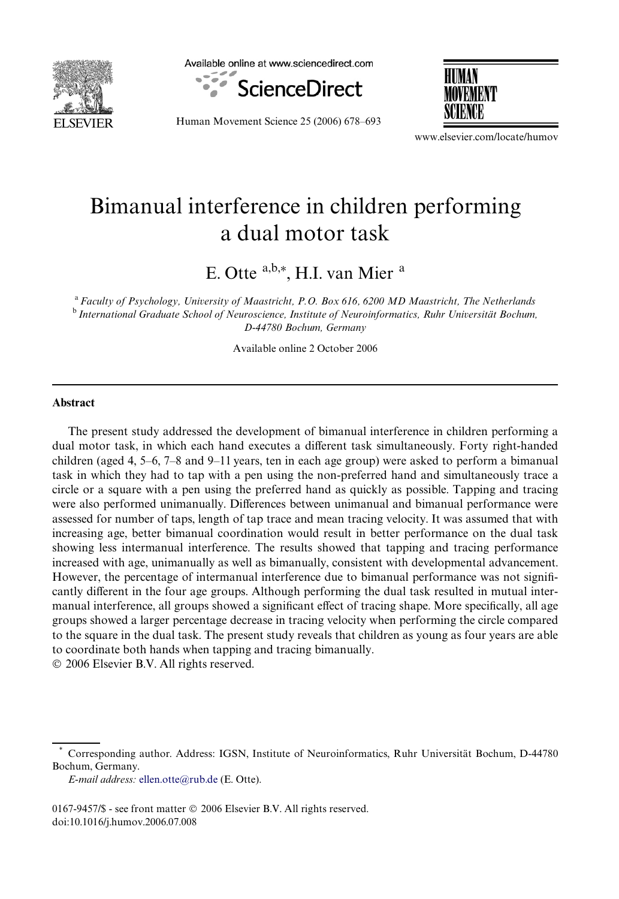# Bimanual interference in children performing a dual motor task

E. Otte [a,b,*], H.I. van Mier [a]

[a] *Faculty of Psychology, University of Maastricht, P.O. Box 616, 6200 MD Maastricht, The Netherlands*
[b] *International Graduate School of Neuroscience, Institute of Neuroinformatics, Ruhr Universität Bochum, D-44780 Bochum, Germany*

Available online 2 October 2006

## Abstract

The present study addressed the development of bimanual interference in children performing a dual motor task, in which each hand executes a different task simultaneously. Forty right-handed children (aged 4, 5–6, 7–8 and 9–11 years, ten in each age group) were asked to perform a bimanual task in which they had to tap with a pen using the non-preferred hand and simultaneously trace a circle or a square with a pen using the preferred hand as quickly as possible. Tapping and tracing were also performed unimanually. Differences between unimanual and bimanual performance were assessed for number of taps, length of tap trace and mean tracing velocity. It was assumed that with increasing age, better bimanual coordination would result in better performance on the dual task showing less intermanual interference. The results showed that tapping and tracing performance increased with age, unimanually as well as bimanually, consistent with developmental advancement. However, the percentage of intermanual interference due to bimanual performance was not significantly different in the four age groups. Although performing the dual task resulted in mutual intermanual interference, all groups showed a significant effect of tracing shape. More specifically, all age groups showed a larger percentage decrease in tracing velocity when performing the circle compared to the square in the dual task. The present study reveals that children as young as four years are able to coordinate both hands when tapping and tracing bimanually.

© 2006 Elsevier B.V. All rights reserved.

---

\* Corresponding author. Address: IGSN, Institute of Neuroinformatics, Ruhr Universität Bochum, D-44780 Bochum, Germany.

*E-mail address:* ellen.otte@rub.de (E. Otte).

0167-9457/$ - see front matter © 2006 Elsevier B.V. All rights reserved.
doi:10.1016/j.humov.2006.07.008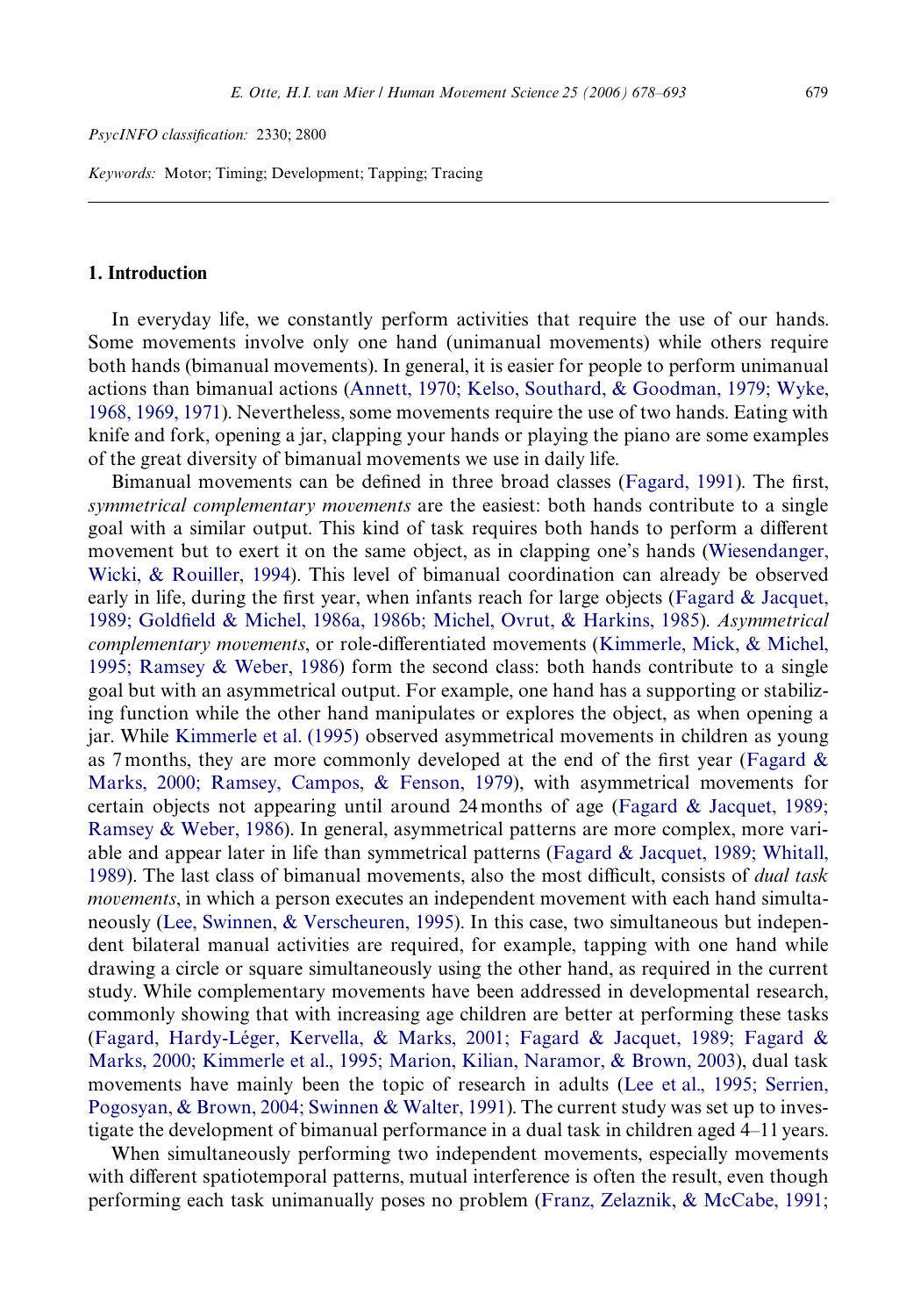*PsycINFO classification:* 2330; 2800

*Keywords:* Motor; Timing; Development; Tapping; Tracing

## 1. Introduction

In everyday life, we constantly perform activities that require the use of our hands. Some movements involve only one hand (unimanual movements) while others require both hands (bimanual movements). In general, it is easier for people to perform unimanual actions than bimanual actions (Annett, 1970; Kelso, Southard, & Goodman, 1979; Wyke, 1968, 1969, 1971). Nevertheless, some movements require the use of two hands. Eating with knife and fork, opening a jar, clapping your hands or playing the piano are some examples of the great diversity of bimanual movements we use in daily life.

Bimanual movements can be defined in three broad classes (Fagard, 1991). The first, *symmetrical complementary movements* are the easiest: both hands contribute to a single goal with a similar output. This kind of task requires both hands to perform a different movement but to exert it on the same object, as in clapping one's hands (Wiesendanger, Wicki, & Rouiller, 1994). This level of bimanual coordination can already be observed early in life, during the first year, when infants reach for large objects (Fagard & Jacquet, 1989; Goldfield & Michel, 1986a, 1986b; Michel, Ovrut, & Harkins, 1985). *Asymmetrical complementary movements*, or role-differentiated movements (Kimmerle, Mick, & Michel, 1995; Ramsey & Weber, 1986) form the second class: both hands contribute to a single goal but with an asymmetrical output. For example, one hand has a supporting or stabilizing function while the other hand manipulates or explores the object, as when opening a jar. While Kimmerle et al. (1995) observed asymmetrical movements in children as young as 7 months, they are more commonly developed at the end of the first year (Fagard & Marks, 2000; Ramsey, Campos, & Fenson, 1979), with asymmetrical movements for certain objects not appearing until around 24 months of age (Fagard & Jacquet, 1989; Ramsey & Weber, 1986). In general, asymmetrical patterns are more complex, more variable and appear later in life than symmetrical patterns (Fagard & Jacquet, 1989; Whitall, 1989). The last class of bimanual movements, also the most difficult, consists of *dual task movements*, in which a person executes an independent movement with each hand simultaneously (Lee, Swinnen, & Verscheuren, 1995). In this case, two simultaneous but independent bilateral manual activities are required, for example, tapping with one hand while drawing a circle or square simultaneously using the other hand, as required in the current study. While complementary movements have been addressed in developmental research, commonly showing that with increasing age children are better at performing these tasks (Fagard, Hardy-Léger, Kervella, & Marks, 2001; Fagard & Jacquet, 1989; Fagard & Marks, 2000; Kimmerle et al., 1995; Marion, Kilian, Naramor, & Brown, 2003), dual task movements have mainly been the topic of research in adults (Lee et al., 1995; Serrien, Pogosyan, & Brown, 2004; Swinnen & Walter, 1991). The current study was set up to investigate the development of bimanual performance in a dual task in children aged 4–11 years.

When simultaneously performing two independent movements, especially movements with different spatiotemporal patterns, mutual interference is often the result, even though performing each task unimanually poses no problem (Franz, Zelaznik, & McCabe, 1991;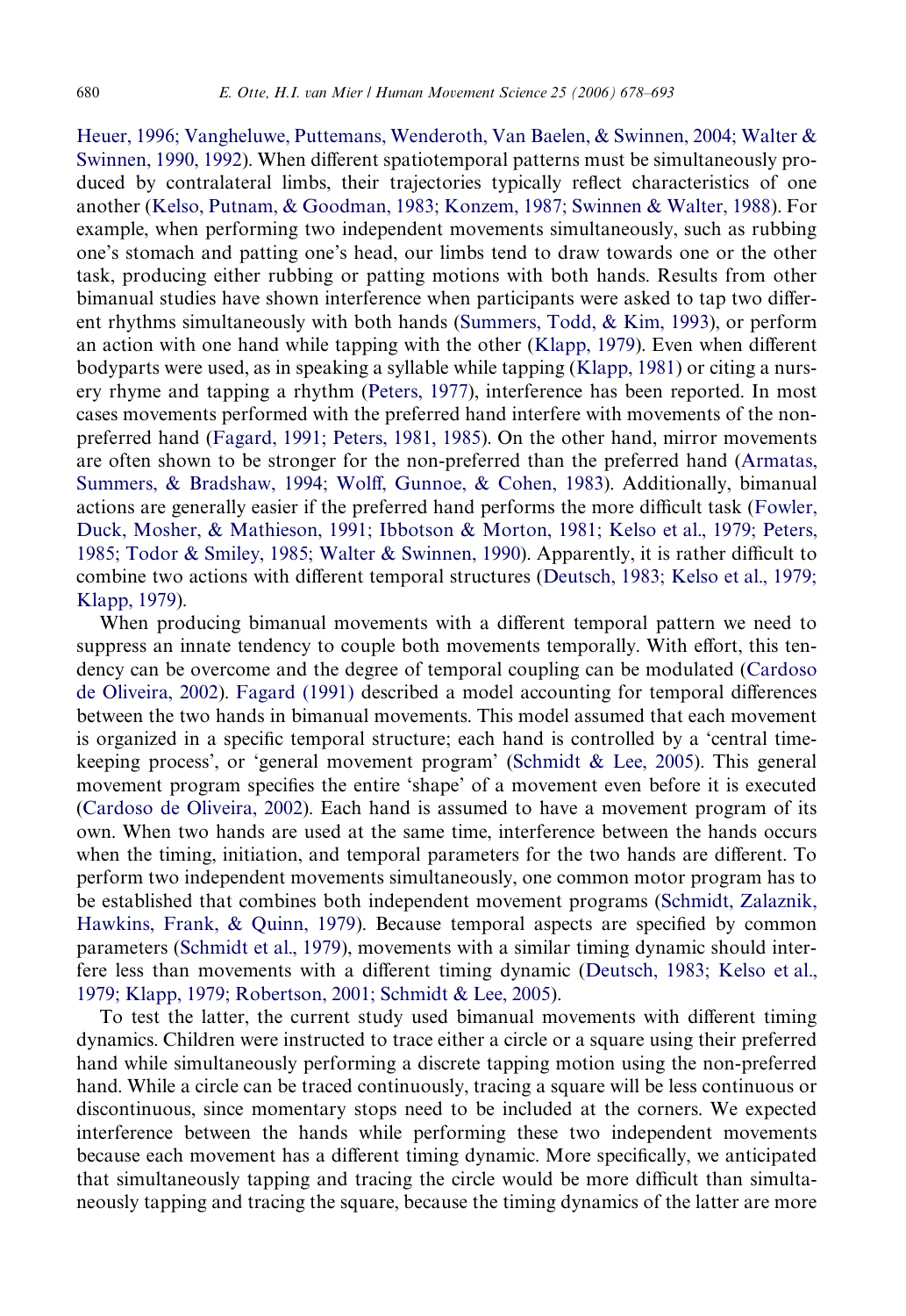Heuer, 1996; Vangheluwe, Puttemans, Wenderoth, Van Baelen, & Swinnen, 2004; Walter & Swinnen, 1990, 1992). When different spatiotemporal patterns must be simultaneously produced by contralateral limbs, their trajectories typically reflect characteristics of one another (Kelso, Putnam, & Goodman, 1983; Konzem, 1987; Swinnen & Walter, 1988). For example, when performing two independent movements simultaneously, such as rubbing one's stomach and patting one's head, our limbs tend to draw towards one or the other task, producing either rubbing or patting motions with both hands. Results from other bimanual studies have shown interference when participants were asked to tap two different rhythms simultaneously with both hands (Summers, Todd, & Kim, 1993), or perform an action with one hand while tapping with the other (Klapp, 1979). Even when different bodyparts were used, as in speaking a syllable while tapping (Klapp, 1981) or citing a nursery rhyme and tapping a rhythm (Peters, 1977), interference has been reported. In most cases movements performed with the preferred hand interfere with movements of the non-preferred hand (Fagard, 1991; Peters, 1981, 1985). On the other hand, mirror movements are often shown to be stronger for the non-preferred than the preferred hand (Armatas, Summers, & Bradshaw, 1994; Wolff, Gunnoe, & Cohen, 1983). Additionally, bimanual actions are generally easier if the preferred hand performs the more difficult task (Fowler, Duck, Mosher, & Mathieson, 1991; Ibbotson & Morton, 1981; Kelso et al., 1979; Peters, 1985; Todor & Smiley, 1985; Walter & Swinnen, 1990). Apparently, it is rather difficult to combine two actions with different temporal structures (Deutsch, 1983; Kelso et al., 1979; Klapp, 1979).

When producing bimanual movements with a different temporal pattern we need to suppress an innate tendency to couple both movements temporally. With effort, this tendency can be overcome and the degree of temporal coupling can be modulated (Cardoso de Oliveira, 2002). Fagard (1991) described a model accounting for temporal differences between the two hands in bimanual movements. This model assumed that each movement is organized in a specific temporal structure; each hand is controlled by a 'central time-keeping process', or 'general movement program' (Schmidt & Lee, 2005). This general movement program specifies the entire 'shape' of a movement even before it is executed (Cardoso de Oliveira, 2002). Each hand is assumed to have a movement program of its own. When two hands are used at the same time, interference between the hands occurs when the timing, initiation, and temporal parameters for the two hands are different. To perform two independent movements simultaneously, one common motor program has to be established that combines both independent movement programs (Schmidt, Zalaznik, Hawkins, Frank, & Quinn, 1979). Because temporal aspects are specified by common parameters (Schmidt et al., 1979), movements with a similar timing dynamic should interfere less than movements with a different timing dynamic (Deutsch, 1983; Kelso et al., 1979; Klapp, 1979; Robertson, 2001; Schmidt & Lee, 2005).

To test the latter, the current study used bimanual movements with different timing dynamics. Children were instructed to trace either a circle or a square using their preferred hand while simultaneously performing a discrete tapping motion using the non-preferred hand. While a circle can be traced continuously, tracing a square will be less continuous or discontinuous, since momentary stops need to be included at the corners. We expected interference between the hands while performing these two independent movements because each movement has a different timing dynamic. More specifically, we anticipated that simultaneously tapping and tracing the circle would be more difficult than simultaneously tapping and tracing the square, because the timing dynamics of the latter are more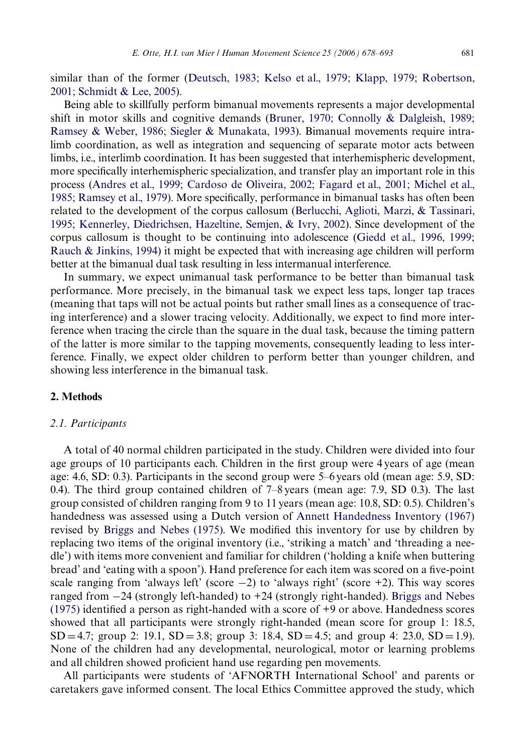similar than of the former (Deutsch, 1983; Kelso et al., 1979; Klapp, 1979; Robertson, 2001; Schmidt & Lee, 2005).

Being able to skillfully perform bimanual movements represents a major developmental shift in motor skills and cognitive demands (Bruner, 1970; Connolly & Dalgleish, 1989; Ramsey & Weber, 1986; Siegler & Munakata, 1993). Bimanual movements require intralimb coordination, as well as integration and sequencing of separate motor acts between limbs, i.e., interlimb coordination. It has been suggested that interhemispheric development, more specifically interhemispheric specialization, and transfer play an important role in this process (Andres et al., 1999; Cardoso de Oliveira, 2002; Fagard et al., 2001; Michel et al., 1985; Ramsey et al., 1979). More specifically, performance in bimanual tasks has often been related to the development of the corpus callosum (Berlucchi, Aglioti, Marzi, & Tassinari, 1995; Kennerley, Diedrichsen, Hazeltine, Semjen, & Ivry, 2002). Since development of the corpus callosum is thought to be continuing into adolescence (Giedd et al., 1996, 1999; Rauch & Jinkins, 1994) it might be expected that with increasing age children will perform better at the bimanual dual task resulting in less intermanual interference.

In summary, we expect unimanual task performance to be better than bimanual task performance. More precisely, in the bimanual task we expect less taps, longer tap traces (meaning that taps will not be actual points but rather small lines as a consequence of tracing interference) and a slower tracing velocity. Additionally, we expect to find more interference when tracing the circle than the square in the dual task, because the timing pattern of the latter is more similar to the tapping movements, consequently leading to less interference. Finally, we expect older children to perform better than younger children, and showing less interference in the bimanual task.

## 2. Methods

### 2.1. Participants

A total of 40 normal children participated in the study. Children were divided into four age groups of 10 participants each. Children in the first group were 4 years of age (mean age: 4.6, SD: 0.3). Participants in the second group were 5–6 years old (mean age: 5.9, SD: 0.4). The third group contained children of 7–8 years (mean age: 7.9, SD 0.3). The last group consisted of children ranging from 9 to 11 years (mean age: 10.8, SD: 0.5). Children's handedness was assessed using a Dutch version of Annett Handedness Inventory (1967) revised by Briggs and Nebes (1975). We modified this inventory for use by children by replacing two items of the original inventory (i.e., 'striking a match' and 'threading a needle') with items more convenient and familiar for children ('holding a knife when buttering bread' and 'eating with a spoon'). Hand preference for each item was scored on a five-point scale ranging from 'always left' (score −2) to 'always right' (score +2). This way scores ranged from −24 (strongly left-handed) to +24 (strongly right-handed). Briggs and Nebes (1975) identified a person as right-handed with a score of +9 or above. Handedness scores showed that all participants were strongly right-handed (mean score for group 1: 18.5, SD = 4.7; group 2: 19.1, SD = 3.8; group 3: 18.4, SD = 4.5; and group 4: 23.0, SD = 1.9). None of the children had any developmental, neurological, motor or learning problems and all children showed proficient hand use regarding pen movements.

All participants were students of 'AFNORTH International School' and parents or caretakers gave informed consent. The local Ethics Committee approved the study, which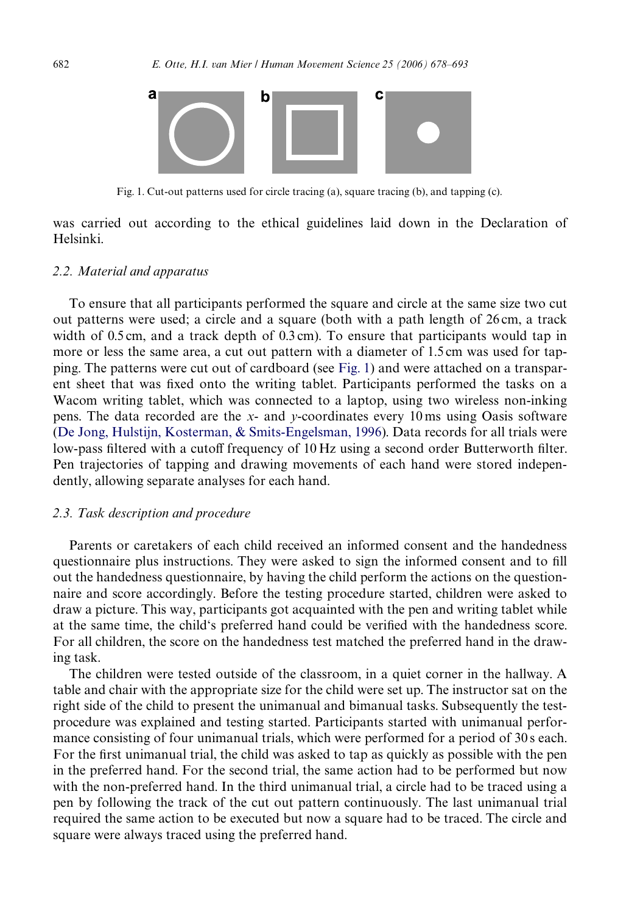a b c

Fig. 1. Cut-out patterns used for circle tracing (a), square tracing (b), and tapping (c).

was carried out according to the ethical guidelines laid down in the Declaration of Helsinki.

### 2.2. Material and apparatus

To ensure that all participants performed the square and circle at the same size two cut out patterns were used; a circle and a square (both with a path length of 26 cm, a track width of 0.5 cm, and a track depth of 0.3 cm). To ensure that participants would tap in more or less the same area, a cut out pattern with a diameter of 1.5 cm was used for tapping. The patterns were cut out of cardboard (see Fig. 1) and were attached on a transparent sheet that was fixed onto the writing tablet. Participants performed the tasks on a Wacom writing tablet, which was connected to a laptop, using two wireless non-inking pens. The data recorded are the *x*- and *y*-coordinates every 10 ms using Oasis software (De Jong, Hulstijn, Kosterman, & Smits-Engelsman, 1996). Data records for all trials were low-pass filtered with a cutoff frequency of 10 Hz using a second order Butterworth filter. Pen trajectories of tapping and drawing movements of each hand were stored independently, allowing separate analyses for each hand.

### 2.3. Task description and procedure

Parents or caretakers of each child received an informed consent and the handedness questionnaire plus instructions. They were asked to sign the informed consent and to fill out the handedness questionnaire, by having the child perform the actions on the questionnaire and score accordingly. Before the testing procedure started, children were asked to draw a picture. This way, participants got acquainted with the pen and writing tablet while at the same time, the child's preferred hand could be verified with the handedness score. For all children, the score on the handedness test matched the preferred hand in the drawing task.

The children were tested outside of the classroom, in a quiet corner in the hallway. A table and chair with the appropriate size for the child were set up. The instructor sat on the right side of the child to present the unimanual and bimanual tasks. Subsequently the test-procedure was explained and testing started. Participants started with unimanual performance consisting of four unimanual trials, which were performed for a period of 30 s each. For the first unimanual trial, the child was asked to tap as quickly as possible with the pen in the preferred hand. For the second trial, the same action had to be performed but now with the non-preferred hand. In the third unimanual trial, a circle had to be traced using a pen by following the track of the cut out pattern continuously. The last unimanual trial required the same action to be executed but now a square had to be traced. The circle and square were always traced using the preferred hand.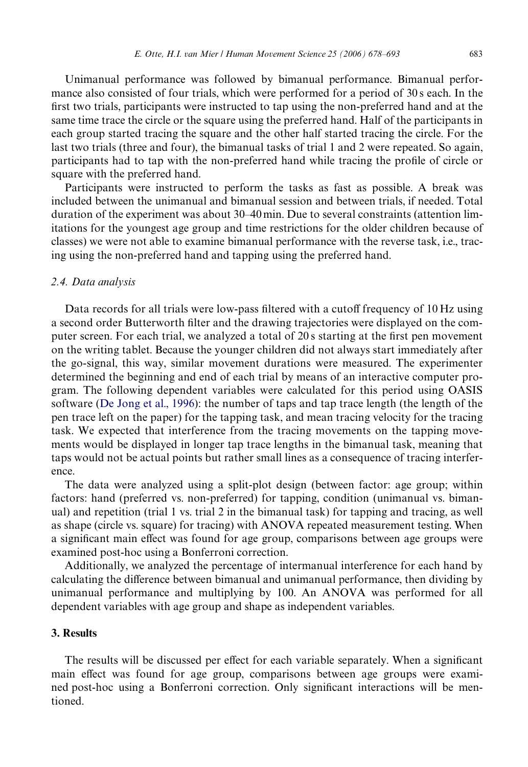Unimanual performance was followed by bimanual performance. Bimanual performance also consisted of four trials, which were performed for a period of 30 s each. In the first two trials, participants were instructed to tap using the non-preferred hand and at the same time trace the circle or the square using the preferred hand. Half of the participants in each group started tracing the square and the other half started tracing the circle. For the last two trials (three and four), the bimanual tasks of trial 1 and 2 were repeated. So again, participants had to tap with the non-preferred hand while tracing the profile of circle or square with the preferred hand.

Participants were instructed to perform the tasks as fast as possible. A break was included between the unimanual and bimanual session and between trials, if needed. Total duration of the experiment was about 30–40 min. Due to several constraints (attention limitations for the youngest age group and time restrictions for the older children because of classes) we were not able to examine bimanual performance with the reverse task, i.e., tracing using the non-preferred hand and tapping using the preferred hand.

### 2.4. Data analysis

Data records for all trials were low-pass filtered with a cutoff frequency of 10 Hz using a second order Butterworth filter and the drawing trajectories were displayed on the computer screen. For each trial, we analyzed a total of 20 s starting at the first pen movement on the writing tablet. Because the younger children did not always start immediately after the go-signal, this way, similar movement durations were measured. The experimenter determined the beginning and end of each trial by means of an interactive computer program. The following dependent variables were calculated for this period using OASIS software (De Jong et al., 1996): the number of taps and tap trace length (the length of the pen trace left on the paper) for the tapping task, and mean tracing velocity for the tracing task. We expected that interference from the tracing movements on the tapping movements would be displayed in longer tap trace lengths in the bimanual task, meaning that taps would not be actual points but rather small lines as a consequence of tracing interference.

The data were analyzed using a split-plot design (between factor: age group; within factors: hand (preferred vs. non-preferred) for tapping, condition (unimanual vs. bimanual) and repetition (trial 1 vs. trial 2 in the bimanual task) for tapping and tracing, as well as shape (circle vs. square) for tracing) with ANOVA repeated measurement testing. When a significant main effect was found for age group, comparisons between age groups were examined post-hoc using a Bonferroni correction.

Additionally, we analyzed the percentage of intermanual interference for each hand by calculating the difference between bimanual and unimanual performance, then dividing by unimanual performance and multiplying by 100. An ANOVA was performed for all dependent variables with age group and shape as independent variables.

## 3. Results

The results will be discussed per effect for each variable separately. When a significant main effect was found for age group, comparisons between age groups were examined post-hoc using a Bonferroni correction. Only significant interactions will be mentioned.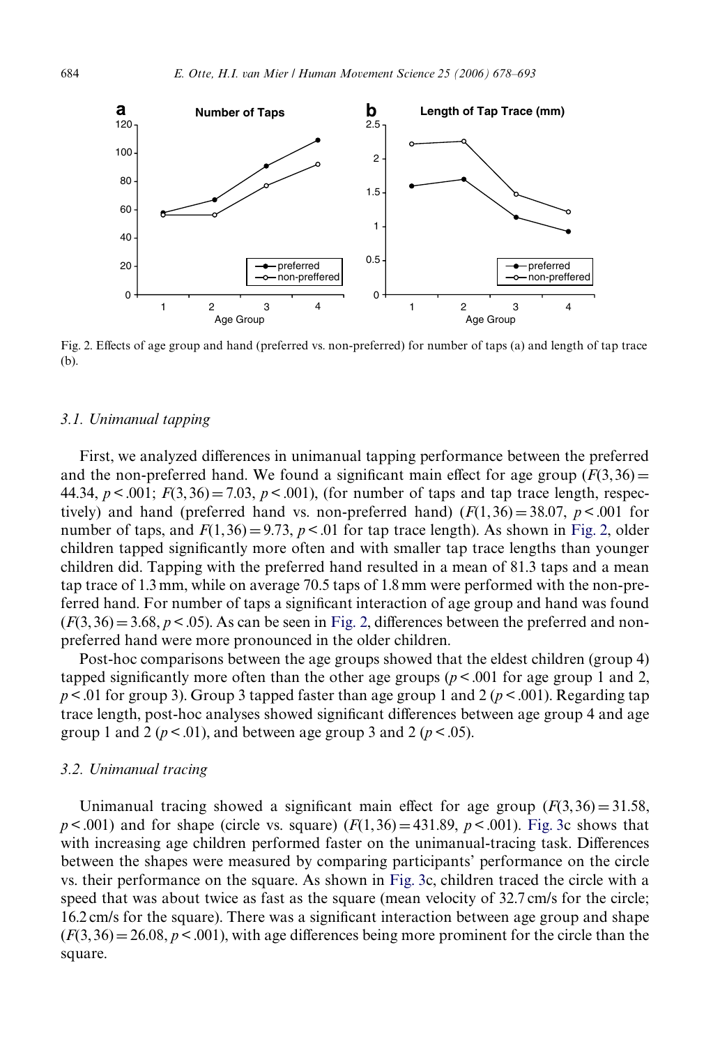a

Number of Taps

120
100
80
60
40
20
0

1 2 3 4

Age Group

preferred
non-preffered

b

Length of Tap Trace (mm)

2.5
2
1.5
1
0.5
0

1 2 3 4

Age Group

preferred
non-preffered

Fig. 2. Effects of age group and hand (preferred vs. non-preferred) for number of taps (a) and length of tap trace (b).

### 3.1. Unimanual tapping

First, we analyzed differences in unimanual tapping performance between the preferred and the non-preferred hand. We found a significant main effect for age group ($F(3,36) = 44.34$, $p < .001$; $F(3,36) = 7.03$, $p < .001$), (for number of taps and tap trace length, respectively) and hand (preferred hand vs. non-preferred hand) ($F(1,36) = 38.07$, $p < .001$ for number of taps, and $F(1,36) = 9.73$, $p < .01$ for tap trace length). As shown in Fig. 2, older children tapped significantly more often and with smaller tap trace lengths than younger children did. Tapping with the preferred hand resulted in a mean of 81.3 taps and a mean tap trace of 1.3 mm, while on average 70.5 taps of 1.8 mm were performed with the non-preferred hand. For number of taps a significant interaction of age group and hand was found ($F(3,36) = 3.68$, $p < .05$). As can be seen in Fig. 2, differences between the preferred and non-preferred hand were more pronounced in the older children.

Post-hoc comparisons between the age groups showed that the eldest children (group 4) tapped significantly more often than the other age groups ($p < .001$ for age group 1 and 2, $p < .01$ for group 3). Group 3 tapped faster than age group 1 and 2 ($p < .001$). Regarding tap trace length, post-hoc analyses showed significant differences between age group 4 and age group 1 and 2 ($p < .01$), and between age group 3 and 2 ($p < .05$).

### 3.2. Unimanual tracing

Unimanual tracing showed a significant main effect for age group ($F(3,36) = 31.58$, $p < .001$) and for shape (circle vs. square) ($F(1,36) = 431.89$, $p < .001$). Fig. 3c shows that with increasing age children performed faster on the unimanual-tracing task. Differences between the shapes were measured by comparing participants' performance on the circle vs. their performance on the square. As shown in Fig. 3c, children traced the circle with a speed that was about twice as fast as the square (mean velocity of 32.7 cm/s for the circle; 16.2 cm/s for the square). There was a significant interaction between age group and shape ($F(3,36) = 26.08$, $p < .001$), with age differences being more prominent for the circle than the square.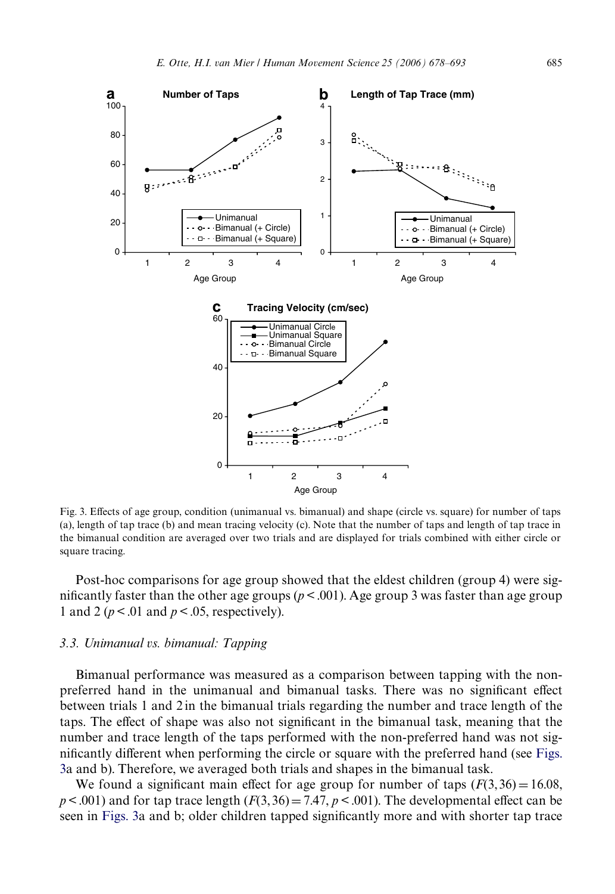**a** Number of Taps

100
80
60
40
20
0

1 2 3 4

Age Group

Unimanual
Bimanual (+ Circle)
Bimanual (+ Square)

**b** Length of Tap Trace (mm)

4
3
2
1
0

1 2 3 4

Age Group

Unimanual
Bimanual (+ Circle)
Bimanual (+ Square)

**c** Tracing Velocity (cm/sec)

60
40
20
0

1 2 3 4

Age Group

Unimanual Circle
Unimanual Square
Bimanual Circle
Bimanual Square

Fig. 3. Effects of age group, condition (unimanual vs. bimanual) and shape (circle vs. square) for number of taps (a), length of tap trace (b) and mean tracing velocity (c). Note that the number of taps and length of tap trace in the bimanual condition are averaged over two trials and are displayed for trials combined with either circle or square tracing.

Post-hoc comparisons for age group showed that the eldest children (group 4) were significantly faster than the other age groups ($p < .001$). Age group 3 was faster than age group 1 and 2 ($p < .01$ and $p < .05$, respectively).

### 3.3. Unimanual vs. bimanual: Tapping

Bimanual performance was measured as a comparison between tapping with the non-preferred hand in the unimanual and bimanual tasks. There was no significant effect between trials 1 and 2 in the bimanual trials regarding the number and trace length of the taps. The effect of shape was also not significant in the bimanual task, meaning that the number and trace length of the taps performed with the non-preferred hand was not significantly different when performing the circle or square with the preferred hand (see Figs. 3a and b). Therefore, we averaged both trials and shapes in the bimanual task.

We found a significant main effect for age group for number of taps ($F(3,36) = 16.08$, $p < .001$) and for tap trace length ($F(3,36) = 7.47$, $p < .001$). The developmental effect can be seen in Figs. 3a and b; older children tapped significantly more and with shorter tap trace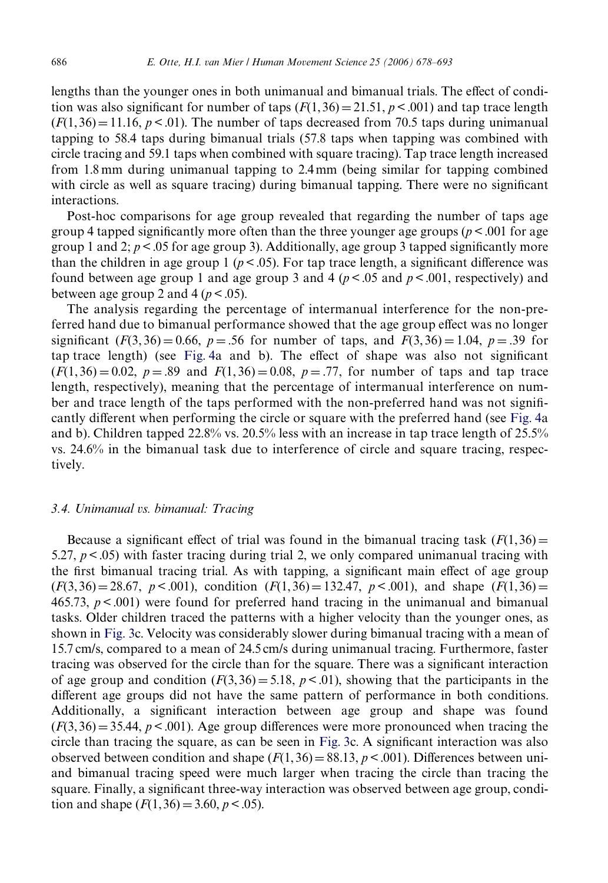lengths than the younger ones in both unimanual and bimanual trials. The effect of condition was also significant for number of taps ($F(1,36) = 21.51$, $p < .001$) and tap trace length ($F(1,36) = 11.16$, $p < .01$). The number of taps decreased from 70.5 taps during unimanual tapping to 58.4 taps during bimanual trials (57.8 taps when tapping was combined with circle tracing and 59.1 taps when combined with square tracing). Tap trace length increased from 1.8 mm during unimanual tapping to 2.4 mm (being similar for tapping combined with circle as well as square tracing) during bimanual tapping. There were no significant interactions.

Post-hoc comparisons for age group revealed that regarding the number of taps age group 4 tapped significantly more often than the three younger age groups ($p < .001$ for age group 1 and 2; $p < .05$ for age group 3). Additionally, age group 3 tapped significantly more than the children in age group 1 ($p < .05$). For tap trace length, a significant difference was found between age group 1 and age group 3 and 4 ($p < .05$ and $p < .001$, respectively) and between age group 2 and 4 ($p < .05$).

The analysis regarding the percentage of intermanual interference for the non-preferred hand due to bimanual performance showed that the age group effect was no longer significant ($F(3,36) = 0.66$, $p = .56$ for number of taps, and $F(3,36) = 1.04$, $p = .39$ for tap trace length) (see Fig. 4a and b). The effect of shape was also not significant ($F(1,36) = 0.02$, $p = .89$ and $F(1,36) = 0.08$, $p = .77$, for number of taps and tap trace length, respectively), meaning that the percentage of intermanual interference on number and trace length of the taps performed with the non-preferred hand was not significantly different when performing the circle or square with the preferred hand (see Fig. 4a and b). Children tapped 22.8% vs. 20.5% less with an increase in tap trace length of 25.5% vs. 24.6% in the bimanual task due to interference of circle and square tracing, respectively.

### *3.4. Unimanual vs. bimanual: Tracing*

Because a significant effect of trial was found in the bimanual tracing task ($F(1,36) = 5.27$, $p < .05$) with faster tracing during trial 2, we only compared unimanual tracing with the first bimanual tracing trial. As with tapping, a significant main effect of age group ($F(3,36) = 28.67$, $p < .001$), condition ($F(1,36) = 132.47$, $p < .001$), and shape ($F(1,36) = 465.73$, $p < .001$) were found for preferred hand tracing in the unimanual and bimanual tasks. Older children traced the patterns with a higher velocity than the younger ones, as shown in Fig. 3c. Velocity was considerably slower during bimanual tracing with a mean of 15.7 cm/s, compared to a mean of 24.5 cm/s during unimanual tracing. Furthermore, faster tracing was observed for the circle than for the square. There was a significant interaction of age group and condition ($F(3,36) = 5.18$, $p < .01$), showing that the participants in the different age groups did not have the same pattern of performance in both conditions. Additionally, a significant interaction between age group and shape was found ($F(3,36) = 35.44$, $p < .001$). Age group differences were more pronounced when tracing the circle than tracing the square, as can be seen in Fig. 3c. A significant interaction was also observed between condition and shape ($F(1,36) = 88.13$, $p < .001$). Differences between uni- and bimanual tracing speed were much larger when tracing the circle than tracing the square. Finally, a significant three-way interaction was observed between age group, condition and shape ($F(1,36) = 3.60$, $p < .05$).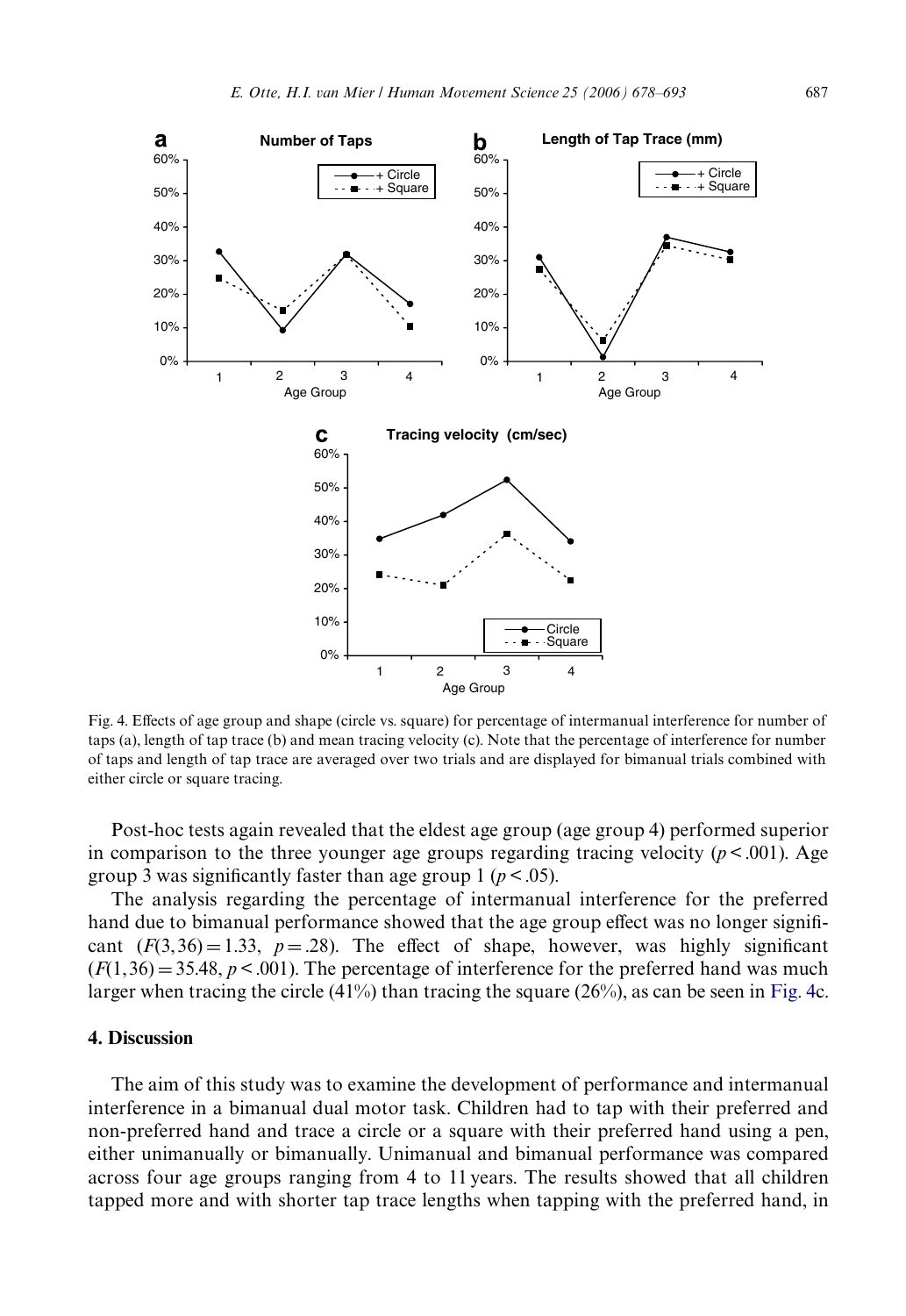**a** Number of Taps

60%
50%
40%
30%
20%
10%
0%

1 2 3 4

Age Group

+ Circle
+ Square

**b** Length of Tap Trace (mm)

60%
50%
40%
30%
20%
10%
0%

1 2 3 4

Age Group

+ Circle
+ Square

**c** Tracing velocity (cm/sec)

60%
50%
40%
30%
20%
10%
0%

1 2 3 4

Age Group

Circle
Square

Fig. 4. Effects of age group and shape (circle vs. square) for percentage of intermanual interference for number of taps (a), length of tap trace (b) and mean tracing velocity (c). Note that the percentage of interference for number of taps and length of tap trace are averaged over two trials and are displayed for bimanual trials combined with either circle or square tracing.

Post-hoc tests again revealed that the eldest age group (age group 4) performed superior in comparison to the three younger age groups regarding tracing velocity ($p < .001$). Age group 3 was significantly faster than age group 1 ($p < .05$).

The analysis regarding the percentage of intermanual interference for the preferred hand due to bimanual performance showed that the age group effect was no longer significant ($F(3,36) = 1.33$, $p = .28$). The effect of shape, however, was highly significant ($F(1,36) = 35.48$, $p < .001$). The percentage of interference for the preferred hand was much larger when tracing the circle (41%) than tracing the square (26%), as can be seen in Fig. 4c.

## 4. Discussion

The aim of this study was to examine the development of performance and intermanual interference in a bimanual dual motor task. Children had to tap with their preferred and non-preferred hand and trace a circle or a square with their preferred hand using a pen, either unimanually or bimanually. Unimanual and bimanual performance was compared across four age groups ranging from 4 to 11 years. The results showed that all children tapped more and with shorter tap trace lengths when tapping with the preferred hand, in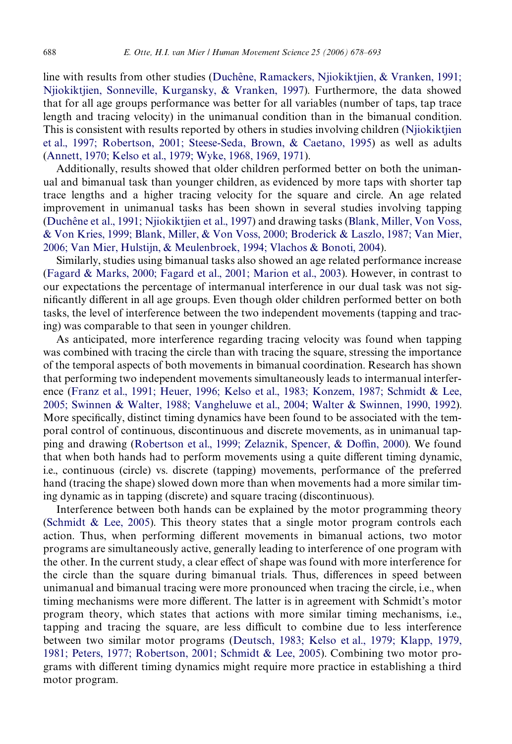line with results from other studies (Duchêne, Ramackers, Njiokiktjien, & Vranken, 1991; Njiokiktjien, Sonneville, Kurgansky, & Vranken, 1997). Furthermore, the data showed that for all age groups performance was better for all variables (number of taps, tap trace length and tracing velocity) in the unimanual condition than in the bimanual condition. This is consistent with results reported by others in studies involving children (Njiokiktjien et al., 1997; Robertson, 2001; Steese-Seda, Brown, & Caetano, 1995) as well as adults (Annett, 1970; Kelso et al., 1979; Wyke, 1968, 1969, 1971).

Additionally, results showed that older children performed better on both the unimanual and bimanual task than younger children, as evidenced by more taps with shorter tap trace lengths and a higher tracing velocity for the square and circle. An age related improvement in unimanual tasks has been shown in several studies involving tapping (Duchêne et al., 1991; Njiokiktjien et al., 1997) and drawing tasks (Blank, Miller, Von Voss, & Von Kries, 1999; Blank, Miller, & Von Voss, 2000; Broderick & Laszlo, 1987; Van Mier, 2006; Van Mier, Hulstijn, & Meulenbroek, 1994; Vlachos & Bonoti, 2004).

Similarly, studies using bimanual tasks also showed an age related performance increase (Fagard & Marks, 2000; Fagard et al., 2001; Marion et al., 2003). However, in contrast to our expectations the percentage of intermanual interference in our dual task was not significantly different in all age groups. Even though older children performed better on both tasks, the level of interference between the two independent movements (tapping and tracing) was comparable to that seen in younger children.

As anticipated, more interference regarding tracing velocity was found when tapping was combined with tracing the circle than with tracing the square, stressing the importance of the temporal aspects of both movements in bimanual coordination. Research has shown that performing two independent movements simultaneously leads to intermanual interference (Franz et al., 1991; Heuer, 1996; Kelso et al., 1983; Konzem, 1987; Schmidt & Lee, 2005; Swinnen & Walter, 1988; Vangheluwe et al., 2004; Walter & Swinnen, 1990, 1992). More specifically, distinct timing dynamics have been found to be associated with the temporal control of continuous, discontinuous and discrete movements, as in unimanual tapping and drawing (Robertson et al., 1999; Zelaznik, Spencer, & Doffin, 2000). We found that when both hands had to perform movements using a quite different timing dynamic, i.e., continuous (circle) vs. discrete (tapping) movements, performance of the preferred hand (tracing the shape) slowed down more than when movements had a more similar timing dynamic as in tapping (discrete) and square tracing (discontinuous).

Interference between both hands can be explained by the motor programming theory (Schmidt & Lee, 2005). This theory states that a single motor program controls each action. Thus, when performing different movements in bimanual actions, two motor programs are simultaneously active, generally leading to interference of one program with the other. In the current study, a clear effect of shape was found with more interference for the circle than the square during bimanual trials. Thus, differences in speed between unimanual and bimanual tracing were more pronounced when tracing the circle, i.e., when timing mechanisms were more different. The latter is in agreement with Schmidt's motor program theory, which states that actions with more similar timing mechanisms, i.e., tapping and tracing the square, are less difficult to combine due to less interference between two similar motor programs (Deutsch, 1983; Kelso et al., 1979; Klapp, 1979, 1981; Peters, 1977; Robertson, 2001; Schmidt & Lee, 2005). Combining two motor programs with different timing dynamics might require more practice in establishing a third motor program.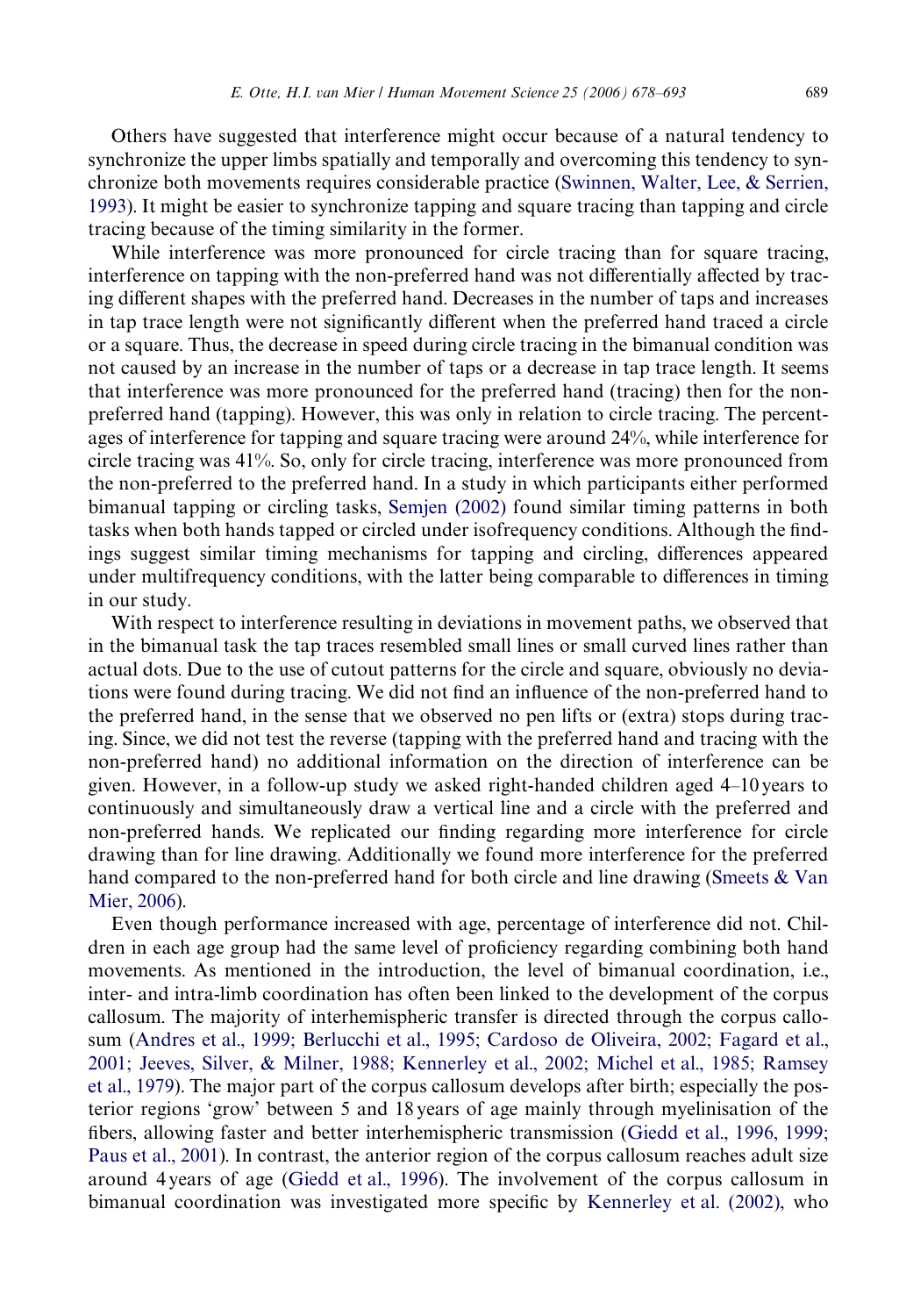Others have suggested that interference might occur because of a natural tendency to synchronize the upper limbs spatially and temporally and overcoming this tendency to synchronize both movements requires considerable practice (Swinnen, Walter, Lee, & Serrien, 1993). It might be easier to synchronize tapping and square tracing than tapping and circle tracing because of the timing similarity in the former.

While interference was more pronounced for circle tracing than for square tracing, interference on tapping with the non-preferred hand was not differentially affected by tracing different shapes with the preferred hand. Decreases in the number of taps and increases in tap trace length were not significantly different when the preferred hand traced a circle or a square. Thus, the decrease in speed during circle tracing in the bimanual condition was not caused by an increase in the number of taps or a decrease in tap trace length. It seems that interference was more pronounced for the preferred hand (tracing) then for the non-preferred hand (tapping). However, this was only in relation to circle tracing. The percentages of interference for tapping and square tracing were around 24%, while interference for circle tracing was 41%. So, only for circle tracing, interference was more pronounced from the non-preferred to the preferred hand. In a study in which participants either performed bimanual tapping or circling tasks, Semjen (2002) found similar timing patterns in both tasks when both hands tapped or circled under isofrequency conditions. Although the findings suggest similar timing mechanisms for tapping and circling, differences appeared under multifrequency conditions, with the latter being comparable to differences in timing in our study.

With respect to interference resulting in deviations in movement paths, we observed that in the bimanual task the tap traces resembled small lines or small curved lines rather than actual dots. Due to the use of cutout patterns for the circle and square, obviously no deviations were found during tracing. We did not find an influence of the non-preferred hand to the preferred hand, in the sense that we observed no pen lifts or (extra) stops during tracing. Since, we did not test the reverse (tapping with the preferred hand and tracing with the non-preferred hand) no additional information on the direction of interference can be given. However, in a follow-up study we asked right-handed children aged 4–10 years to continuously and simultaneously draw a vertical line and a circle with the preferred and non-preferred hands. We replicated our finding regarding more interference for circle drawing than for line drawing. Additionally we found more interference for the preferred hand compared to the non-preferred hand for both circle and line drawing (Smeets & Van Mier, 2006).

Even though performance increased with age, percentage of interference did not. Children in each age group had the same level of proficiency regarding combining both hand movements. As mentioned in the introduction, the level of bimanual coordination, i.e., inter- and intra-limb coordination has often been linked to the development of the corpus callosum. The majority of interhemispheric transfer is directed through the corpus callosum (Andres et al., 1999; Berlucchi et al., 1995; Cardoso de Oliveira, 2002; Fagard et al., 2001; Jeeves, Silver, & Milner, 1988; Kennerley et al., 2002; Michel et al., 1985; Ramsey et al., 1979). The major part of the corpus callosum develops after birth; especially the posterior regions 'grow' between 5 and 18 years of age mainly through myelinisation of the fibers, allowing faster and better interhemispheric transmission (Giedd et al., 1996, 1999; Paus et al., 2001). In contrast, the anterior region of the corpus callosum reaches adult size around 4 years of age (Giedd et al., 1996). The involvement of the corpus callosum in bimanual coordination was investigated more specific by Kennerley et al. (2002), who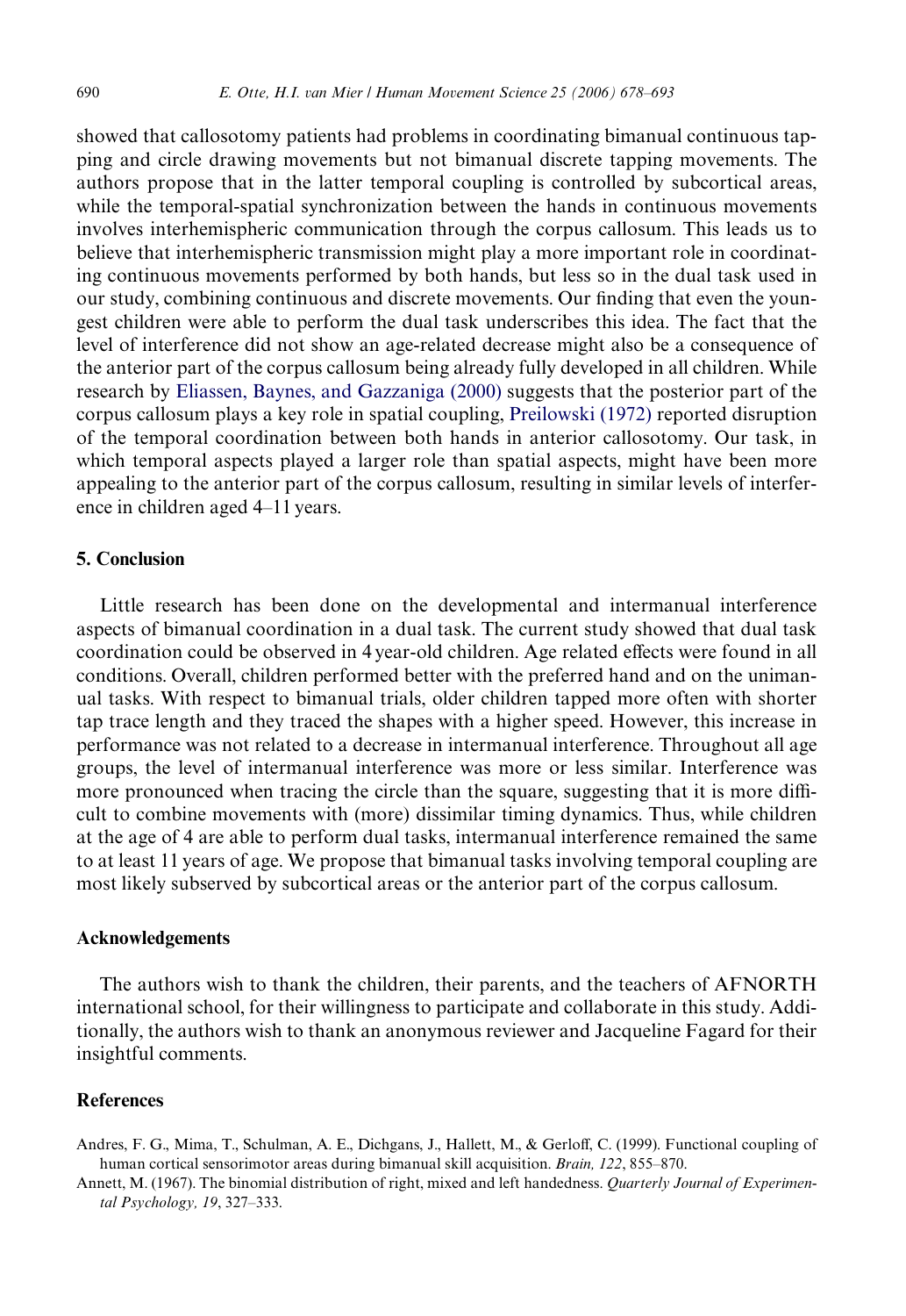showed that callosotomy patients had problems in coordinating bimanual continuous tapping and circle drawing movements but not bimanual discrete tapping movements. The authors propose that in the latter temporal coupling is controlled by subcortical areas, while the temporal-spatial synchronization between the hands in continuous movements involves interhemispheric communication through the corpus callosum. This leads us to believe that interhemispheric transmission might play a more important role in coordinating continuous movements performed by both hands, but less so in the dual task used in our study, combining continuous and discrete movements. Our finding that even the youngest children were able to perform the dual task underscribes this idea. The fact that the level of interference did not show an age-related decrease might also be a consequence of the anterior part of the corpus callosum being already fully developed in all children. While research by Eliassen, Baynes, and Gazzaniga (2000) suggests that the posterior part of the corpus callosum plays a key role in spatial coupling, Preilowski (1972) reported disruption of the temporal coordination between both hands in anterior callosotomy. Our task, in which temporal aspects played a larger role than spatial aspects, might have been more appealing to the anterior part of the corpus callosum, resulting in similar levels of interference in children aged 4–11 years.

## 5. Conclusion

Little research has been done on the developmental and intermanual interference aspects of bimanual coordination in a dual task. The current study showed that dual task coordination could be observed in 4 year-old children. Age related effects were found in all conditions. Overall, children performed better with the preferred hand and on the unimanual tasks. With respect to bimanual trials, older children tapped more often with shorter tap trace length and they traced the shapes with a higher speed. However, this increase in performance was not related to a decrease in intermanual interference. Throughout all age groups, the level of intermanual interference was more or less similar. Interference was more pronounced when tracing the circle than the square, suggesting that it is more difficult to combine movements with (more) dissimilar timing dynamics. Thus, while children at the age of 4 are able to perform dual tasks, intermanual interference remained the same to at least 11 years of age. We propose that bimanual tasks involving temporal coupling are most likely subserved by subcortical areas or the anterior part of the corpus callosum.

## Acknowledgements

The authors wish to thank the children, their parents, and the teachers of AFNORTH international school, for their willingness to participate and collaborate in this study. Additionally, the authors wish to thank an anonymous reviewer and Jacqueline Fagard for their insightful comments.

## References

Andres, F. G., Mima, T., Schulman, A. E., Dichgans, J., Hallett, M., & Gerloff, C. (1999). Functional coupling of human cortical sensorimotor areas during bimanual skill acquisition. *Brain, 122*, 855–870.

Annett, M. (1967). The binomial distribution of right, mixed and left handedness. *Quarterly Journal of Experimental Psychology, 19*, 327–333.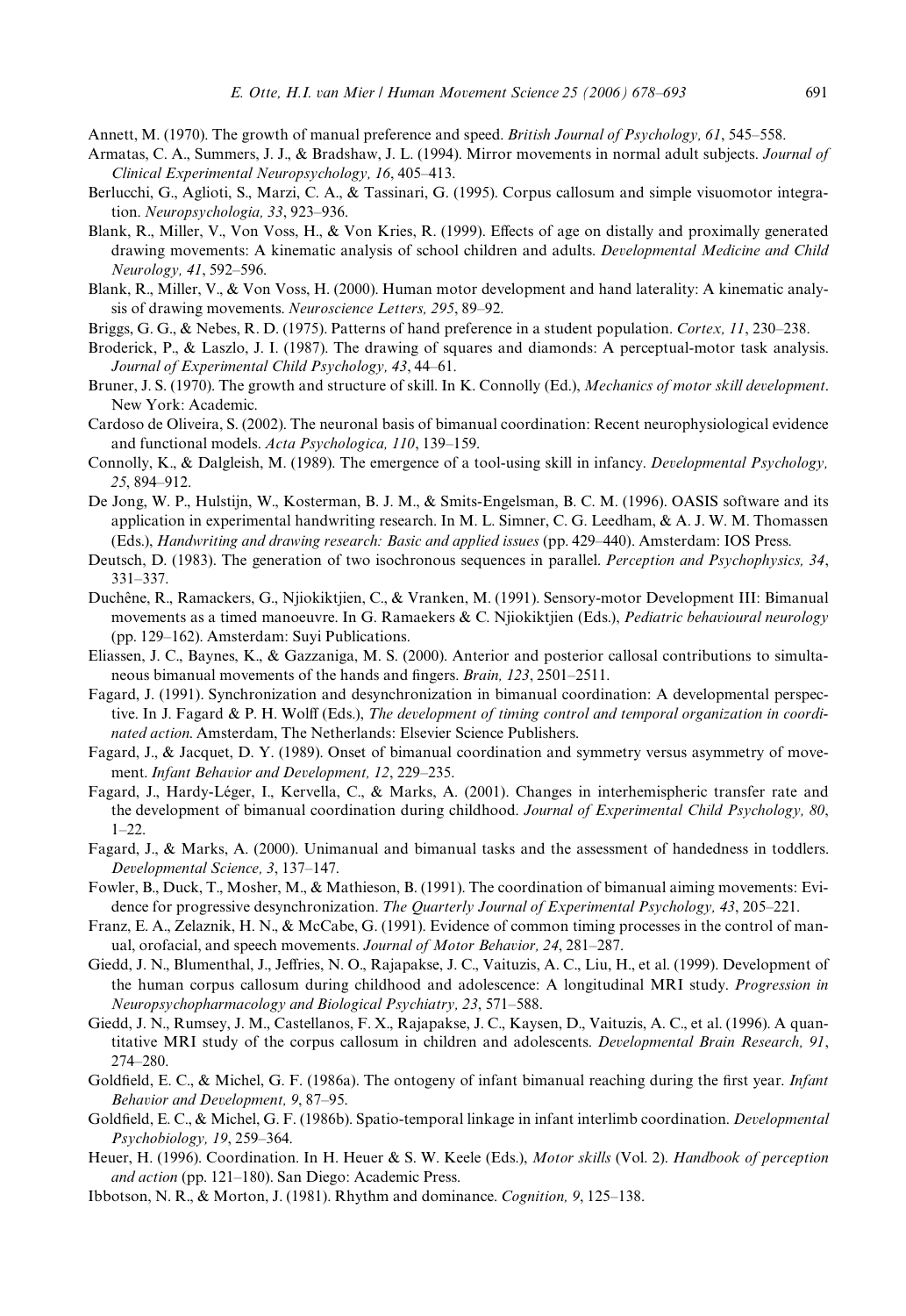Annett, M. (1970). The growth of manual preference and speed. *British Journal of Psychology, 61*, 545–558.

Armatas, C. A., Summers, J. J., & Bradshaw, J. L. (1994). Mirror movements in normal adult subjects. *Journal of Clinical Experimental Neuropsychology, 16*, 405–413.

Berlucchi, G., Aglioti, S., Marzi, C. A., & Tassinari, G. (1995). Corpus callosum and simple visuomotor integration. *Neuropsychologia, 33*, 923–936.

Blank, R., Miller, V., Von Voss, H., & Von Kries, R. (1999). Effects of age on distally and proximally generated drawing movements: A kinematic analysis of school children and adults. *Developmental Medicine and Child Neurology, 41*, 592–596.

Blank, R., Miller, V., & Von Voss, H. (2000). Human motor development and hand laterality: A kinematic analysis of drawing movements. *Neuroscience Letters, 295*, 89–92.

Briggs, G. G., & Nebes, R. D. (1975). Patterns of hand preference in a student population. *Cortex, 11*, 230–238.

Broderick, P., & Laszlo, J. I. (1987). The drawing of squares and diamonds: A perceptual-motor task analysis. *Journal of Experimental Child Psychology, 43*, 44–61.

Bruner, J. S. (1970). The growth and structure of skill. In K. Connolly (Ed.), *Mechanics of motor skill development*. New York: Academic.

Cardoso de Oliveira, S. (2002). The neuronal basis of bimanual coordination: Recent neurophysiological evidence and functional models. *Acta Psychologica, 110*, 139–159.

Connolly, K., & Dalgleish, M. (1989). The emergence of a tool-using skill in infancy. *Developmental Psychology, 25*, 894–912.

De Jong, W. P., Hulstijn, W., Kosterman, B. J. M., & Smits-Engelsman, B. C. M. (1996). OASIS software and its application in experimental handwriting research. In M. L. Simner, C. G. Leedham, & A. J. W. M. Thomassen (Eds.), *Handwriting and drawing research: Basic and applied issues* (pp. 429–440). Amsterdam: IOS Press.

Deutsch, D. (1983). The generation of two isochronous sequences in parallel. *Perception and Psychophysics, 34*, 331–337.

Duchêne, R., Ramackers, G., Njiokiktjien, C., & Vranken, M. (1991). Sensory-motor Development III: Bimanual movements as a timed manoeuvre. In G. Ramaekers & C. Njiokiktjien (Eds.), *Pediatric behavioural neurology* (pp. 129–162). Amsterdam: Suyi Publications.

Eliassen, J. C., Baynes, K., & Gazzaniga, M. S. (2000). Anterior and posterior callosal contributions to simultaneous bimanual movements of the hands and fingers. *Brain, 123*, 2501–2511.

Fagard, J. (1991). Synchronization and desynchronization in bimanual coordination: A developmental perspective. In J. Fagard & P. H. Wolff (Eds.), *The development of timing control and temporal organization in coordinated action*. Amsterdam, The Netherlands: Elsevier Science Publishers.

Fagard, J., & Jacquet, D. Y. (1989). Onset of bimanual coordination and symmetry versus asymmetry of movement. *Infant Behavior and Development, 12*, 229–235.

Fagard, J., Hardy-Léger, I., Kervella, C., & Marks, A. (2001). Changes in interhemispheric transfer rate and the development of bimanual coordination during childhood. *Journal of Experimental Child Psychology, 80*, 1–22.

Fagard, J., & Marks, A. (2000). Unimanual and bimanual tasks and the assessment of handedness in toddlers. *Developmental Science, 3*, 137–147.

Fowler, B., Duck, T., Mosher, M., & Mathieson, B. (1991). The coordination of bimanual aiming movements: Evidence for progressive desynchronization. *The Quarterly Journal of Experimental Psychology, 43*, 205–221.

Franz, E. A., Zelaznik, H. N., & McCabe, G. (1991). Evidence of common timing processes in the control of manual, orofacial, and speech movements. *Journal of Motor Behavior, 24*, 281–287.

Giedd, J. N., Blumenthal, J., Jeffries, N. O., Rajapakse, J. C., Vaituzis, A. C., Liu, H., et al. (1999). Development of the human corpus callosum during childhood and adolescence: A longitudinal MRI study. *Progression in Neuropsychopharmacology and Biological Psychiatry, 23*, 571–588.

Giedd, J. N., Rumsey, J. M., Castellanos, F. X., Rajapakse, J. C., Kaysen, D., Vaituzis, A. C., et al. (1996). A quantitative MRI study of the corpus callosum in children and adolescents. *Developmental Brain Research, 91*, 274–280.

Goldfield, E. C., & Michel, G. F. (1986a). The ontogeny of infant bimanual reaching during the first year. *Infant Behavior and Development, 9*, 87–95.

Goldfield, E. C., & Michel, G. F. (1986b). Spatio-temporal linkage in infant interlimb coordination. *Developmental Psychobiology, 19*, 259–364.

Heuer, H. (1996). Coordination. In H. Heuer & S. W. Keele (Eds.), *Motor skills* (Vol. 2). *Handbook of perception and action* (pp. 121–180). San Diego: Academic Press.

Ibbotson, N. R., & Morton, J. (1981). Rhythm and dominance. *Cognition, 9*, 125–138.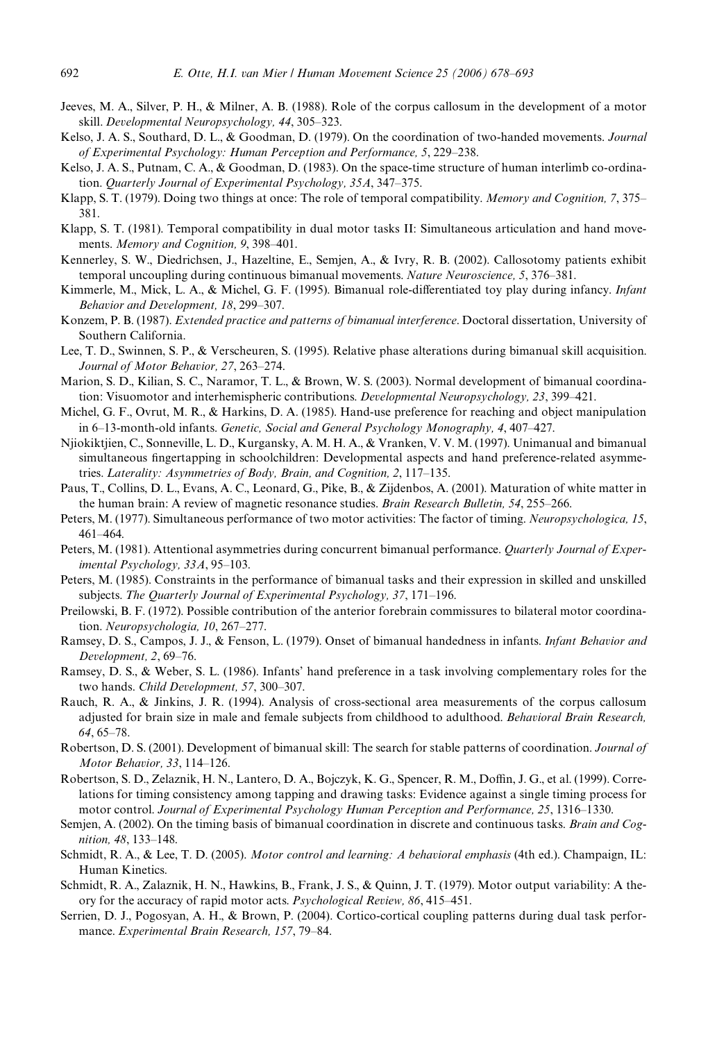Jeeves, M. A., Silver, P. H., & Milner, A. B. (1988). Role of the corpus callosum in the development of a motor skill. *Developmental Neuropsychology, 44*, 305–323.

Kelso, J. A. S., Southard, D. L., & Goodman, D. (1979). On the coordination of two-handed movements. *Journal of Experimental Psychology: Human Perception and Performance, 5*, 229–238.

Kelso, J. A. S., Putnam, C. A., & Goodman, D. (1983). On the space-time structure of human interlimb co-ordination. *Quarterly Journal of Experimental Psychology, 35A*, 347–375.

Klapp, S. T. (1979). Doing two things at once: The role of temporal compatibility. *Memory and Cognition, 7*, 375–381.

Klapp, S. T. (1981). Temporal compatibility in dual motor tasks II: Simultaneous articulation and hand movements. *Memory and Cognition, 9*, 398–401.

Kennerley, S. W., Diedrichsen, J., Hazeltine, E., Semjen, A., & Ivry, R. B. (2002). Callosotomy patients exhibit temporal uncoupling during continuous bimanual movements. *Nature Neuroscience, 5*, 376–381.

Kimmerle, M., Mick, L. A., & Michel, G. F. (1995). Bimanual role-differentiated toy play during infancy. *Infant Behavior and Development, 18*, 299–307.

Konzem, P. B. (1987). *Extended practice and patterns of bimanual interference*. Doctoral dissertation, University of Southern California.

Lee, T. D., Swinnen, S. P., & Verscheuren, S. (1995). Relative phase alterations during bimanual skill acquisition. *Journal of Motor Behavior, 27*, 263–274.

Marion, S. D., Kilian, S. C., Naramor, T. L., & Brown, W. S. (2003). Normal development of bimanual coordination: Visuomotor and interhemispheric contributions. *Developmental Neuropsychology, 23*, 399–421.

Michel, G. F., Ovrut, M. R., & Harkins, D. A. (1985). Hand-use preference for reaching and object manipulation in 6–13-month-old infants. *Genetic, Social and General Psychology Monography, 4*, 407–427.

Njiokiktjien, C., Sonneville, L. D., Kurgansky, A. M. H. A., & Vranken, V. V. M. (1997). Unimanual and bimanual simultaneous fingertapping in schoolchildren: Developmental aspects and hand preference-related asymmetries. *Laterality: Asymmetries of Body, Brain, and Cognition, 2*, 117–135.

Paus, T., Collins, D. L., Evans, A. C., Leonard, G., Pike, B., & Zijdenbos, A. (2001). Maturation of white matter in the human brain: A review of magnetic resonance studies. *Brain Research Bulletin, 54*, 255–266.

Peters, M. (1977). Simultaneous performance of two motor activities: The factor of timing. *Neuropsychologica, 15*, 461–464.

Peters, M. (1981). Attentional asymmetries during concurrent bimanual performance. *Quarterly Journal of Experimental Psychology, 33A*, 95–103.

Peters, M. (1985). Constraints in the performance of bimanual tasks and their expression in skilled and unskilled subjects. *The Quarterly Journal of Experimental Psychology, 37*, 171–196.

Preilowski, B. F. (1972). Possible contribution of the anterior forebrain commissures to bilateral motor coordination. *Neuropsychologia, 10*, 267–277.

Ramsey, D. S., Campos, J. J., & Fenson, L. (1979). Onset of bimanual handedness in infants. *Infant Behavior and Development, 2*, 69–76.

Ramsey, D. S., & Weber, S. L. (1986). Infants' hand preference in a task involving complementary roles for the two hands. *Child Development, 57*, 300–307.

Rauch, R. A., & Jinkins, J. R. (1994). Analysis of cross-sectional area measurements of the corpus callosum adjusted for brain size in male and female subjects from childhood to adulthood. *Behavioral Brain Research, 64*, 65–78.

Robertson, D. S. (2001). Development of bimanual skill: The search for stable patterns of coordination. *Journal of Motor Behavior, 33*, 114–126.

Robertson, S. D., Zelaznik, H. N., Lantero, D. A., Bojczyk, K. G., Spencer, R. M., Doffin, J. G., et al. (1999). Correlations for timing consistency among tapping and drawing tasks: Evidence against a single timing process for motor control. *Journal of Experimental Psychology Human Perception and Performance, 25*, 1316–1330.

Semjen, A. (2002). On the timing basis of bimanual coordination in discrete and continuous tasks. *Brain and Cognition, 48*, 133–148.

Schmidt, R. A., & Lee, T. D. (2005). *Motor control and learning: A behavioral emphasis* (4th ed.). Champaign, IL: Human Kinetics.

Schmidt, R. A., Zalaznik, H. N., Hawkins, B., Frank, J. S., & Quinn, J. T. (1979). Motor output variability: A theory for the accuracy of rapid motor acts. *Psychological Review, 86*, 415–451.

Serrien, D. J., Pogosyan, A. H., & Brown, P. (2004). Cortico-cortical coupling patterns during dual task performance. *Experimental Brain Research, 157*, 79–84.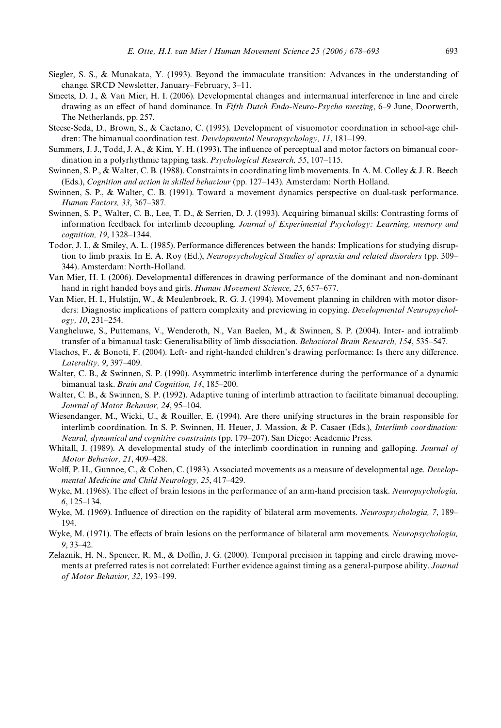Siegler, S. S., & Munakata, Y. (1993). Beyond the immaculate transition: Advances in the understanding of change. SRCD Newsletter, January–February, 3–11.

Smeets, D. J., & Van Mier, H. I. (2006). Developmental changes and intermanual interference in line and circle drawing as an effect of hand dominance. In *Fifth Dutch Endo-Neuro-Psycho meeting*, 6–9 June, Doorwerth, The Netherlands, pp. 257.

Steese-Seda, D., Brown, S., & Caetano, C. (1995). Development of visuomotor coordination in school-age children: The bimanual coordination test. *Developmental Neuropsychology, 11*, 181–199.

Summers, J. J., Todd, J. A., & Kim, Y. H. (1993). The influence of perceptual and motor factors on bimanual coordination in a polyrhythmic tapping task. *Psychological Research, 55*, 107–115.

Swinnen, S. P., & Walter, C. B. (1988). Constraints in coordinating limb movements. In A. M. Colley & J. R. Beech (Eds.), *Cognition and action in skilled behaviour* (pp. 127–143). Amsterdam: North Holland.

Swinnen, S. P., & Walter, C. B. (1991). Toward a movement dynamics perspective on dual-task performance. *Human Factors, 33*, 367–387.

Swinnen, S. P., Walter, C. B., Lee, T. D., & Serrien, D. J. (1993). Acquiring bimanual skills: Contrasting forms of information feedback for interlimb decoupling. *Journal of Experimental Psychology: Learning, memory and cognition, 19*, 1328–1344.

Todor, J. I., & Smiley, A. L. (1985). Performance differences between the hands: Implications for studying disruption to limb praxis. In E. A. Roy (Ed.), *Neuropsychological Studies of apraxia and related disorders* (pp. 309–344). Amsterdam: North-Holland.

Van Mier, H. I. (2006). Developmental differences in drawing performance of the dominant and non-dominant hand in right handed boys and girls. *Human Movement Science, 25*, 657–677.

Van Mier, H. I., Hulstijn, W., & Meulenbroek, R. G. J. (1994). Movement planning in children with motor disorders: Diagnostic implications of pattern complexity and previewing in copying. *Developmental Neuropsychology, 10*, 231–254.

Vangheluwe, S., Puttemans, V., Wenderoth, N., Van Baelen, M., & Swinnen, S. P. (2004). Inter- and intralimb transfer of a bimanual task: Generalisability of limb dissociation. *Behavioral Brain Research, 154*, 535–547.

Vlachos, F., & Bonoti, F. (2004). Left- and right-handed children's drawing performance: Is there any difference. *Laterality, 9*, 397–409.

Walter, C. B., & Swinnen, S. P. (1990). Asymmetric interlimb interference during the performance of a dynamic bimanual task. *Brain and Cognition, 14*, 185–200.

Walter, C. B., & Swinnen, S. P. (1992). Adaptive tuning of interlimb attraction to facilitate bimanual decoupling. *Journal of Motor Behavior, 24*, 95–104.

Wiesendanger, M., Wicki, U., & Rouiller, E. (1994). Are there unifying structures in the brain responsible for interlimb coordination. In S. P. Swinnen, H. Heuer, J. Massion, & P. Casaer (Eds.), *Interlimb coordination: Neural, dynamical and cognitive constraints* (pp. 179–207). San Diego: Academic Press.

Whitall, J. (1989). A developmental study of the interlimb coordination in running and galloping. *Journal of Motor Behavior, 21*, 409–428.

Wolff, P. H., Gunnoe, C., & Cohen, C. (1983). Associated movements as a measure of developmental age. *Developmental Medicine and Child Neurology, 25*, 417–429.

Wyke, M. (1968). The effect of brain lesions in the performance of an arm-hand precision task. *Neuropsychologia, 6*, 125–134.

Wyke, M. (1969). Influence of direction on the rapidity of bilateral arm movements. *Neurospsychologia, 7*, 189–194.

Wyke, M. (1971). The effects of brain lesions on the performance of bilateral arm movements. *Neuropsychologia, 9*, 33–42.

Zelaznik, H. N., Spencer, R. M., & Doffin, J. G. (2000). Temporal precision in tapping and circle drawing movements at preferred rates is not correlated: Further evidence against timing as a general-purpose ability. *Journal of Motor Behavior, 32*, 193–199.